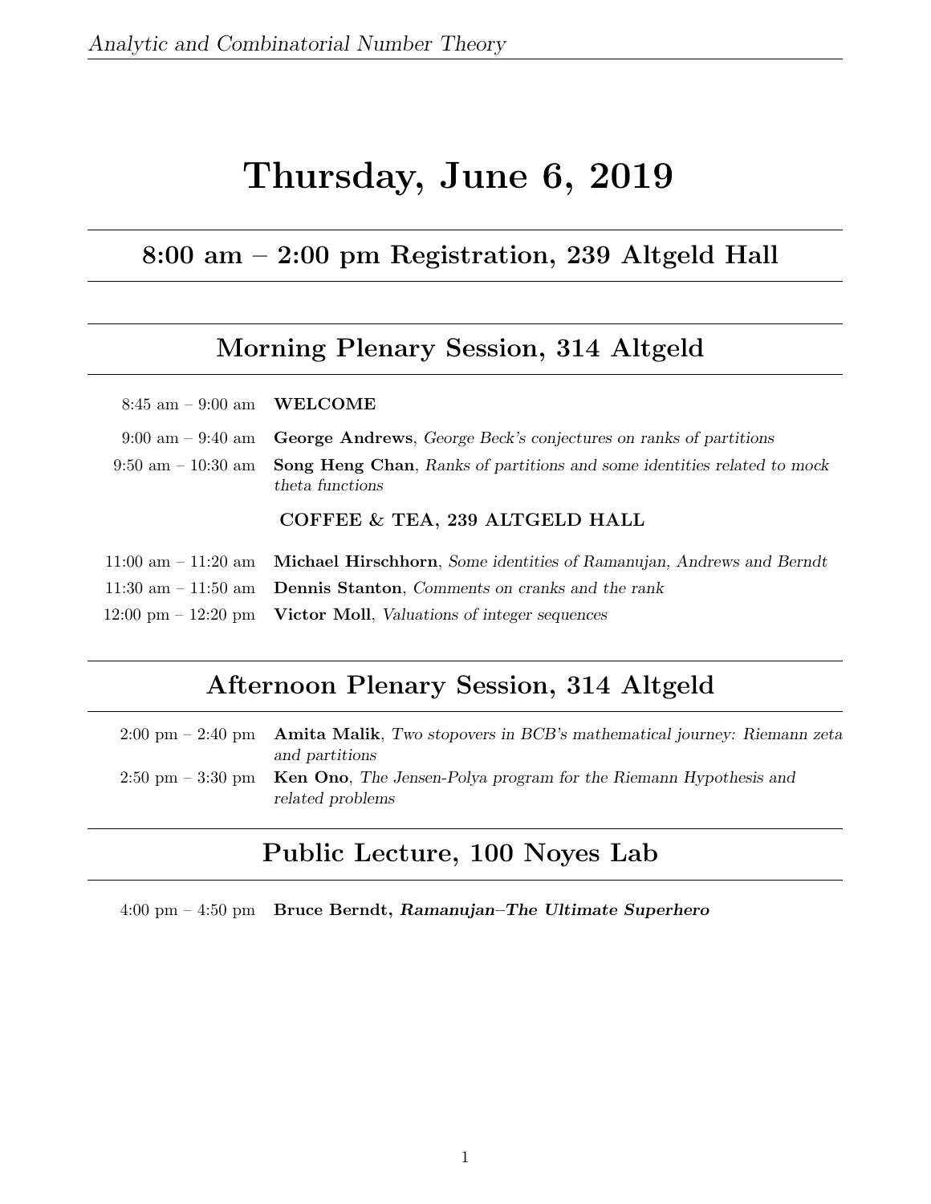// Running header "Analytic and Combinatorial Number Theory" and page number "1" omitted per rule 6. Schedule rows rendered as headerless tables (empty first row).
# Thursday, June 6, 2019

## 8:00 am – 2:00 pm Registration, 239 Altgeld Hall

## Morning Plenary Session, 314 Altgeld

| | |
|---|---|
| 8:45 am – 9:00 am | **WELCOME** |
| 9:00 am – 9:40 am | **George Andrews**, *George Beck's conjectures on ranks of partitions* |
| 9:50 am – 10:30 am | **Song Heng Chan**, *Ranks of partitions and some identities related to mock theta functions* |
| | **COFFEE & TEA, 239 ALTGELD HALL** |
| 11:00 am – 11:20 am | **Michael Hirschhorn**, *Some identities of Ramanujan, Andrews and Berndt* |
| 11:30 am – 11:50 am | **Dennis Stanton**, *Comments on cranks and the rank* |
| 12:00 pm – 12:20 pm | **Victor Moll**, *Valuations of integer sequences* |

## Afternoon Plenary Session, 314 Altgeld

| | |
|---|---|
| 2:00 pm – 2:40 pm | **Amita Malik**, *Two stopovers in BCB's mathematical journey: Riemann zeta and partitions* |
| 2:50 pm – 3:30 pm | **Ken Ono**, *The Jensen-Polya program for the Riemann Hypothesis and related problems* |

## Public Lecture, 100 Noyes Lab

| | |
|---|---|
| 4:00 pm – 4:50 pm | **Bruce Berndt, *Ramanujan–The Ultimate Superhero*** |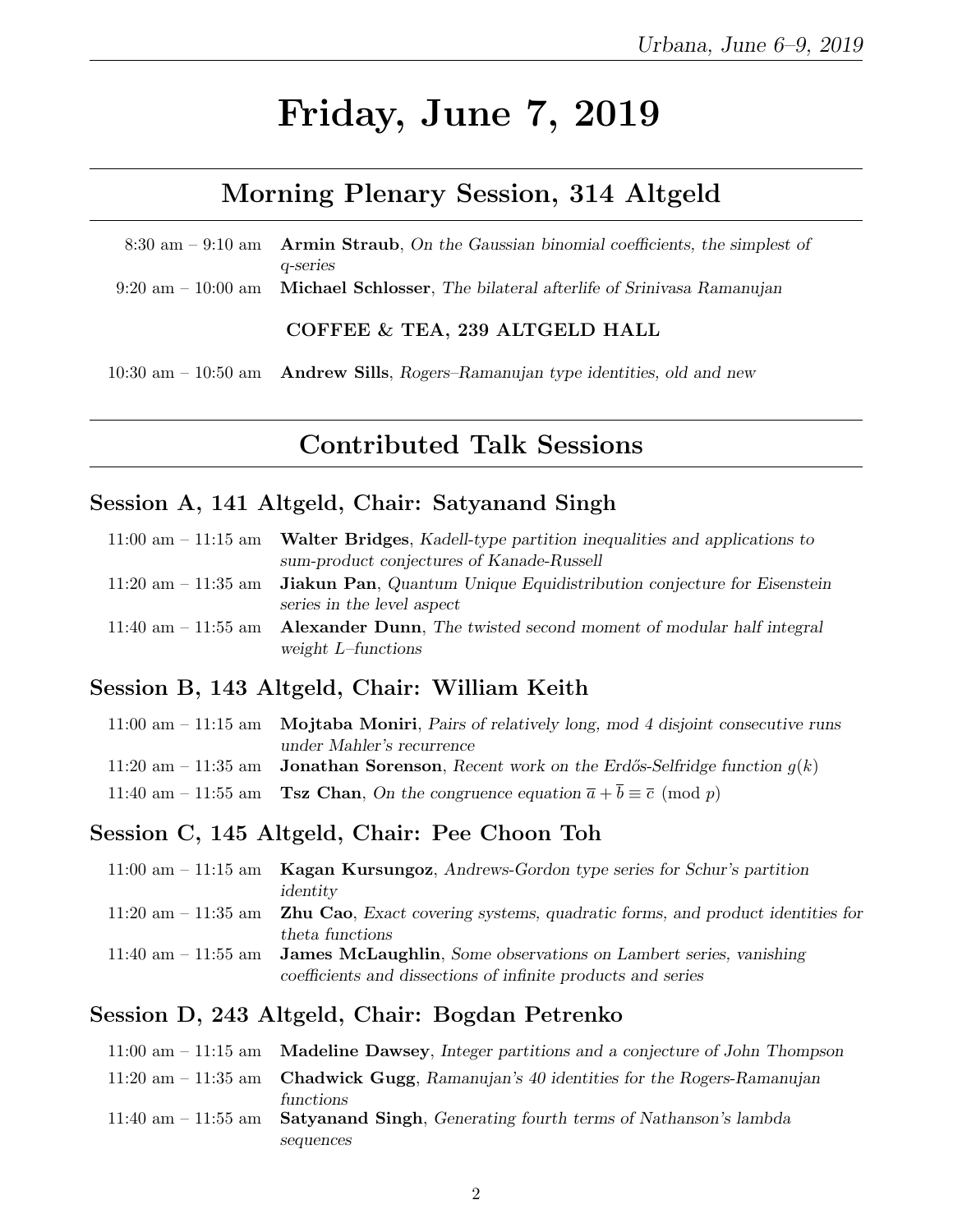# Friday, June 7, 2019

## Morning Plenary Session, 314 Altgeld

8:30 am – 9:10 am **Armin Straub**, *On the Gaussian binomial coefficients, the simplest of q-series*

9:20 am – 10:00 am **Michael Schlosser**, *The bilateral afterlife of Srinivasa Ramanujan*

**COFFEE & TEA, 239 ALTGELD HALL**

10:30 am – 10:50 am **Andrew Sills**, *Rogers–Ramanujan type identities, old and new*

## Contributed Talk Sessions

### Session A, 141 Altgeld, Chair: Satyanand Singh

11:00 am – 11:15 am **Walter Bridges**, *Kadell-type partition inequalities and applications to sum-product conjectures of Kanade-Russell*

11:20 am – 11:35 am **Jiakun Pan**, *Quantum Unique Equidistribution conjecture for Eisenstein series in the level aspect*

11:40 am – 11:55 am **Alexander Dunn**, *The twisted second moment of modular half integral weight L–functions*

### Session B, 143 Altgeld, Chair: William Keith

11:00 am – 11:15 am **Mojtaba Moniri**, *Pairs of relatively long, mod 4 disjoint consecutive runs under Mahler's recurrence*

11:20 am – 11:35 am **Jonathan Sorenson**, *Recent work on the Erdős-Selfridge function $g(k)$*

11:40 am – 11:55 am **Tsz Chan**, *On the congruence equation* $\overline{a} + \overline{b} \equiv \overline{c} \pmod{p}$

### Session C, 145 Altgeld, Chair: Pee Choon Toh

11:00 am – 11:15 am **Kagan Kursungoz**, *Andrews-Gordon type series for Schur's partition identity*

11:20 am – 11:35 am **Zhu Cao**, *Exact covering systems, quadratic forms, and product identities for theta functions*

11:40 am – 11:55 am **James McLaughlin**, *Some observations on Lambert series, vanishing coefficients and dissections of infinite products and series*

### Session D, 243 Altgeld, Chair: Bogdan Petrenko

11:00 am – 11:15 am **Madeline Dawsey**, *Integer partitions and a conjecture of John Thompson*

11:20 am – 11:35 am **Chadwick Gugg**, *Ramanujan's 40 identities for the Rogers-Ramanujan functions*

11:40 am – 11:55 am **Satyanand Singh**, *Generating fourth terms of Nathanson's lambda sequences*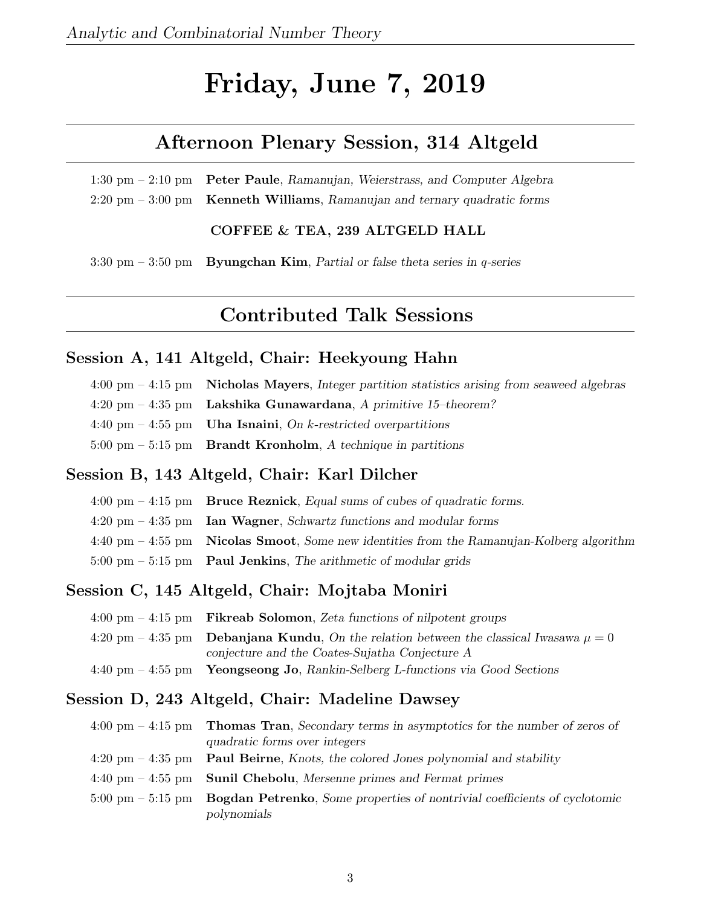# Friday, June 7, 2019

## Afternoon Plenary Session, 314 Altgeld

1:30 pm – 2:10 pm **Peter Paule**, *Ramanujan, Weierstrass, and Computer Algebra*

2:20 pm – 3:00 pm **Kenneth Williams**, *Ramanujan and ternary quadratic forms*

**COFFEE & TEA, 239 ALTGELD HALL**

3:30 pm – 3:50 pm **Byungchan Kim**, *Partial or false theta series in q-series*

## Contributed Talk Sessions

### Session A, 141 Altgeld, Chair: Heekyoung Hahn

4:00 pm – 4:15 pm **Nicholas Mayers**, *Integer partition statistics arising from seaweed algebras*

4:20 pm – 4:35 pm **Lakshika Gunawardana**, *A primitive 15–theorem?*

4:40 pm – 4:55 pm **Uha Isnaini**, *On k-restricted overpartitions*

5:00 pm – 5:15 pm **Brandt Kronholm**, *A technique in partitions*

### Session B, 143 Altgeld, Chair: Karl Dilcher

4:00 pm – 4:15 pm **Bruce Reznick**, *Equal sums of cubes of quadratic forms.*

4:20 pm – 4:35 pm **Ian Wagner**, *Schwartz functions and modular forms*

4:40 pm – 4:55 pm **Nicolas Smoot**, *Some new identities from the Ramanujan-Kolberg algorithm*

5:00 pm – 5:15 pm **Paul Jenkins**, *The arithmetic of modular grids*

### Session C, 145 Altgeld, Chair: Mojtaba Moniri

4:00 pm – 4:15 pm **Fikreab Solomon**, *Zeta functions of nilpotent groups*

4:20 pm – 4:35 pm **Debanjana Kundu**, *On the relation between the classical Iwasawa $\mu = 0$ conjecture and the Coates-Sujatha Conjecture A*

4:40 pm – 4:55 pm **Yeongseong Jo**, *Rankin-Selberg L-functions via Good Sections*

### Session D, 243 Altgeld, Chair: Madeline Dawsey

4:00 pm – 4:15 pm **Thomas Tran**, *Secondary terms in asymptotics for the number of zeros of quadratic forms over integers*

4:20 pm – 4:35 pm **Paul Beirne**, *Knots, the colored Jones polynomial and stability*

4:40 pm – 4:55 pm **Sunil Chebolu**, *Mersenne primes and Fermat primes*

5:00 pm – 5:15 pm **Bogdan Petrenko**, *Some properties of nontrivial coefficients of cyclotomic polynomials*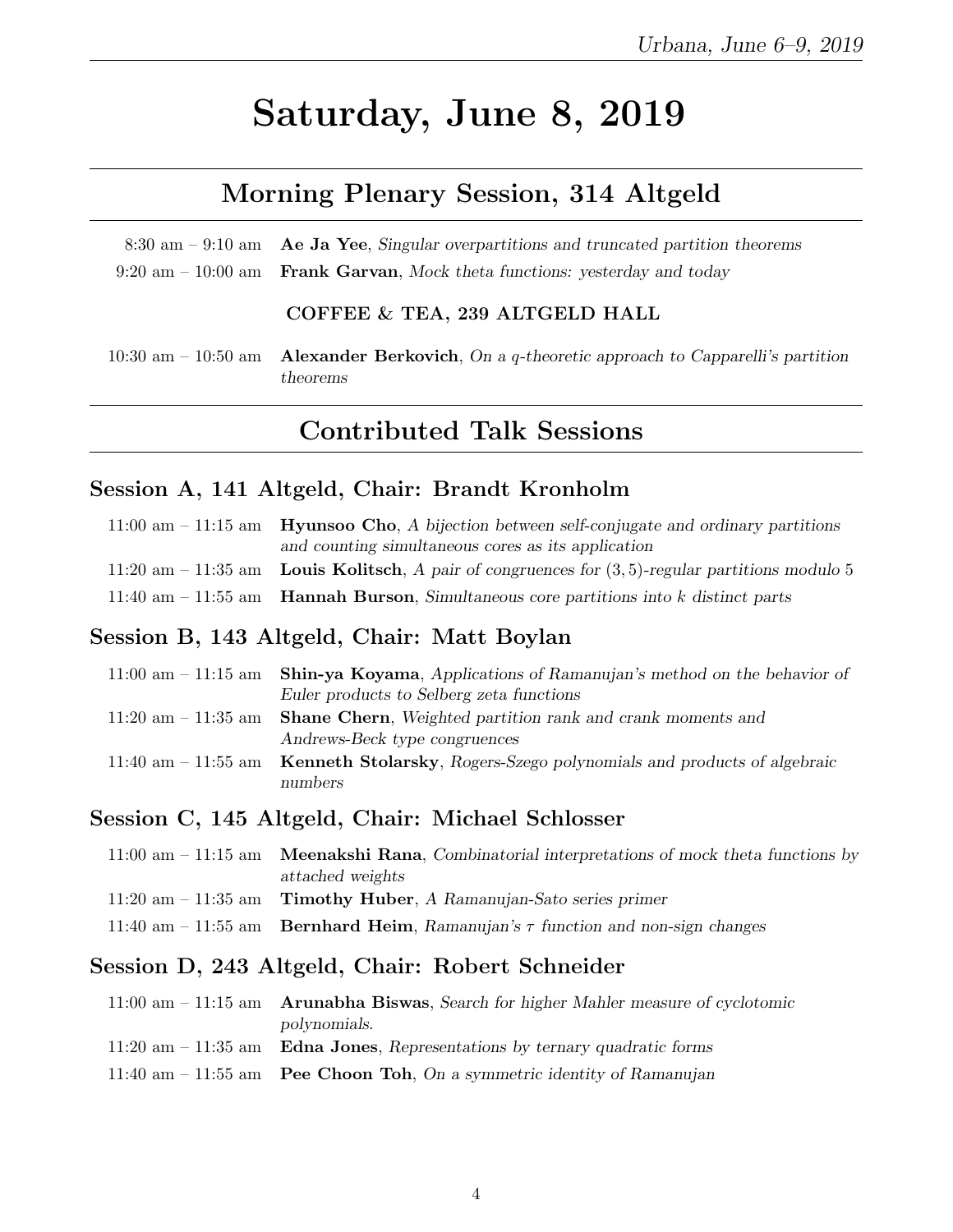# Saturday, June 8, 2019

## Morning Plenary Session, 314 Altgeld

8:30 am – 9:10 am **Ae Ja Yee**, *Singular overpartitions and truncated partition theorems*

9:20 am – 10:00 am **Frank Garvan**, *Mock theta functions: yesterday and today*

**COFFEE & TEA, 239 ALTGELD HALL**

10:30 am – 10:50 am **Alexander Berkovich**, *On a q-theoretic approach to Capparelli's partition theorems*

## Contributed Talk Sessions

### Session A, 141 Altgeld, Chair: Brandt Kronholm

11:00 am – 11:15 am **Hyunsoo Cho**, *A bijection between self-conjugate and ordinary partitions and counting simultaneous cores as its application*

11:20 am – 11:35 am **Louis Kolitsch**, *A pair of congruences for* $(3,5)$*-regular partitions modulo* $5$

11:40 am – 11:55 am **Hannah Burson**, *Simultaneous core partitions into* $k$ *distinct parts*

### Session B, 143 Altgeld, Chair: Matt Boylan

11:00 am – 11:15 am **Shin-ya Koyama**, *Applications of Ramanujan's method on the behavior of Euler products to Selberg zeta functions*

11:20 am – 11:35 am **Shane Chern**, *Weighted partition rank and crank moments and Andrews-Beck type congruences*

11:40 am – 11:55 am **Kenneth Stolarsky**, *Rogers-Szego polynomials and products of algebraic numbers*

### Session C, 145 Altgeld, Chair: Michael Schlosser

11:00 am – 11:15 am **Meenakshi Rana**, *Combinatorial interpretations of mock theta functions by attached weights*

11:20 am – 11:35 am **Timothy Huber**, *A Ramanujan-Sato series primer*

11:40 am – 11:55 am **Bernhard Heim**, *Ramanujan's* $\tau$ *function and non-sign changes*

### Session D, 243 Altgeld, Chair: Robert Schneider

11:00 am – 11:15 am **Arunabha Biswas**, *Search for higher Mahler measure of cyclotomic polynomials.*

11:20 am – 11:35 am **Edna Jones**, *Representations by ternary quadratic forms*

11:40 am – 11:55 am **Pee Choon Toh**, *On a symmetric identity of Ramanujan*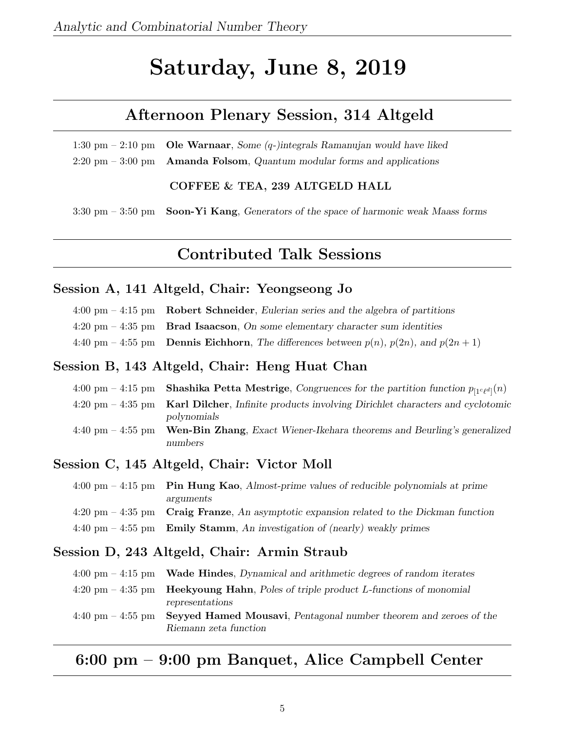# Saturday, June 8, 2019

## Afternoon Plenary Session, 314 Altgeld

1:30 pm – 2:10 pm **Ole Warnaar**, *Some (q-)integrals Ramanujan would have liked*

2:20 pm – 3:00 pm **Amanda Folsom**, *Quantum modular forms and applications*

**COFFEE & TEA, 239 ALTGELD HALL**

3:30 pm – 3:50 pm **Soon-Yi Kang**, *Generators of the space of harmonic weak Maass forms*

## Contributed Talk Sessions

### Session A, 141 Altgeld, Chair: Yeongseong Jo

4:00 pm – 4:15 pm **Robert Schneider**, *Eulerian series and the algebra of partitions*

4:20 pm – 4:35 pm **Brad Isaacson**, *On some elementary character sum identities*

4:40 pm – 4:55 pm **Dennis Eichhorn**, *The differences between $p(n)$, $p(2n)$, and $p(2n+1)$*

### Session B, 143 Altgeld, Chair: Heng Huat Chan

4:00 pm – 4:15 pm **Shashika Petta Mestrige**, *Congruences for the partition function $p_{[1^c\ell^d]}(n)$*

4:20 pm – 4:35 pm **Karl Dilcher**, *Infinite products involving Dirichlet characters and cyclotomic polynomials*

4:40 pm – 4:55 pm **Wen-Bin Zhang**, *Exact Wiener-Ikehara theorems and Beurling's generalized numbers*

### Session C, 145 Altgeld, Chair: Victor Moll

4:00 pm – 4:15 pm **Pin Hung Kao**, *Almost-prime values of reducible polynomials at prime arguments*

4:20 pm – 4:35 pm **Craig Franze**, *An asymptotic expansion related to the Dickman function*

4:40 pm – 4:55 pm **Emily Stamm**, *An investigation of (nearly) weakly primes*

### Session D, 243 Altgeld, Chair: Armin Straub

4:00 pm – 4:15 pm **Wade Hindes**, *Dynamical and arithmetic degrees of random iterates*

4:20 pm – 4:35 pm **Heekyoung Hahn**, *Poles of triple product L-functions of monomial representations*

4:40 pm – 4:55 pm **Seyyed Hamed Mousavi**, *Pentagonal number theorem and zeroes of the Riemann zeta function*

## 6:00 pm – 9:00 pm Banquet, Alice Campbell Center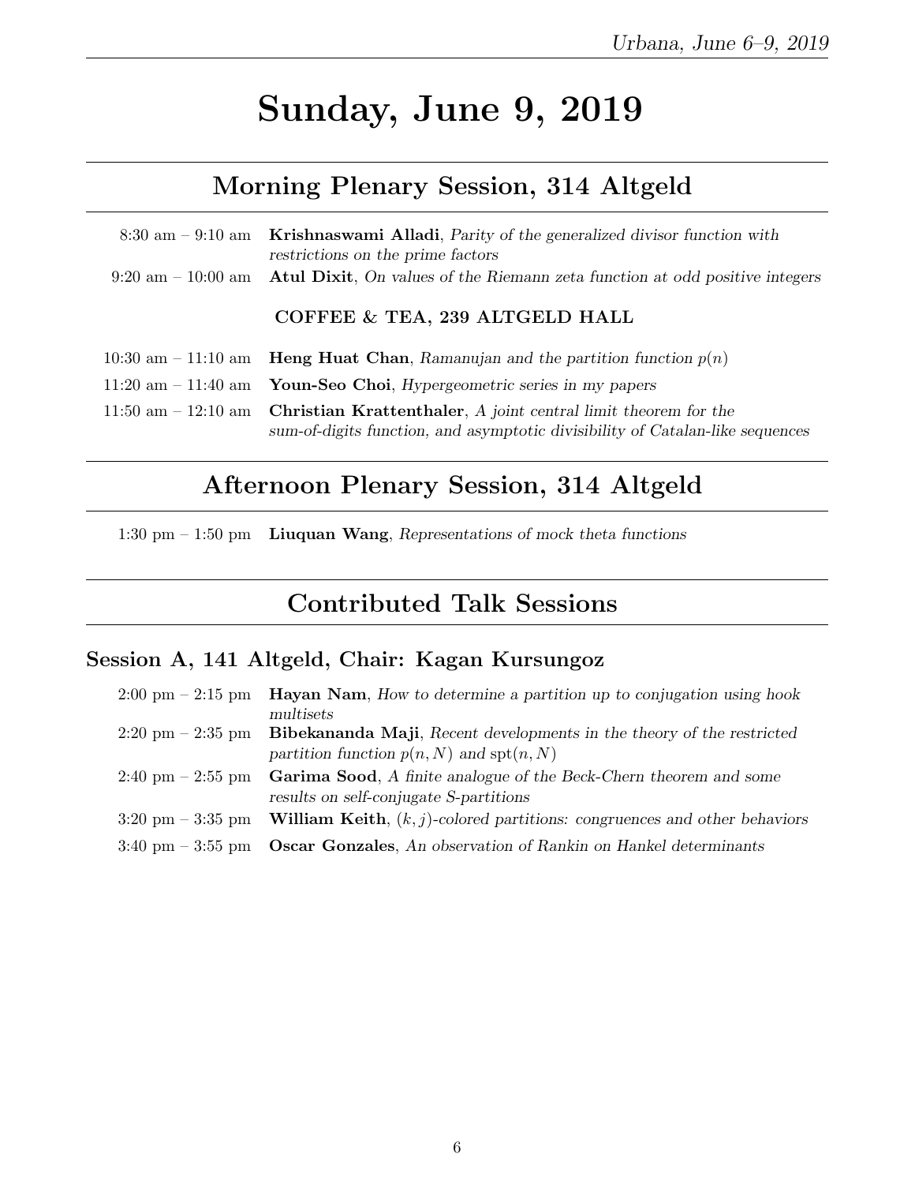# Sunday, June 9, 2019

## Morning Plenary Session, 314 Altgeld

8:30 am – 9:10 am **Krishnaswami Alladi**, *Parity of the generalized divisor function with restrictions on the prime factors*

9:20 am – 10:00 am **Atul Dixit**, *On values of the Riemann zeta function at odd positive integers*

**COFFEE & TEA, 239 ALTGELD HALL**

10:30 am – 11:10 am **Heng Huat Chan**, *Ramanujan and the partition function* $p(n)$

11:20 am – 11:40 am **Youn-Seo Choi**, *Hypergeometric series in my papers*

11:50 am – 12:10 am **Christian Krattenthaler**, *A joint central limit theorem for the sum-of-digits function, and asymptotic divisibility of Catalan-like sequences*

## Afternoon Plenary Session, 314 Altgeld

1:30 pm – 1:50 pm **Liuquan Wang**, *Representations of mock theta functions*

## Contributed Talk Sessions

### Session A, 141 Altgeld, Chair: Kagan Kursungoz

2:00 pm – 2:15 pm **Hayan Nam**, *How to determine a partition up to conjugation using hook multisets*

2:20 pm – 2:35 pm **Bibekananda Maji**, *Recent developments in the theory of the restricted partition function* $p(n, N)$ *and* $\mathrm{spt}(n, N)$

2:40 pm – 2:55 pm **Garima Sood**, *A finite analogue of the Beck-Chern theorem and some results on self-conjugate S-partitions*

3:20 pm – 3:35 pm **William Keith**, $(k, j)$*-colored partitions: congruences and other behaviors*

3:40 pm – 3:55 pm **Oscar Gonzales**, *An observation of Rankin on Hankel determinants*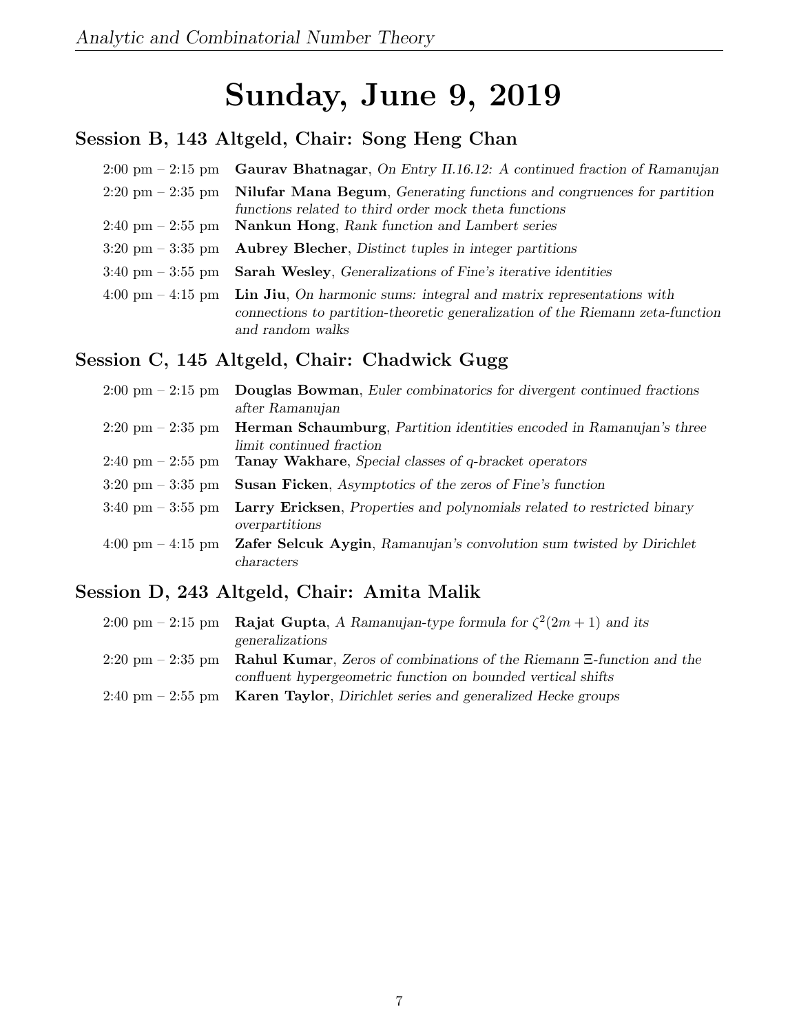# Sunday, June 9, 2019

## Session B, 143 Altgeld, Chair: Song Heng Chan

| | |
|---|---|
| 2:00 pm – 2:15 pm | **Gaurav Bhatnagar**, *On Entry II.16.12: A continued fraction of Ramanujan* |
| 2:20 pm – 2:35 pm | **Nilufar Mana Begum**, *Generating functions and congruences for partition functions related to third order mock theta functions* |
| 2:40 pm – 2:55 pm | **Nankun Hong**, *Rank function and Lambert series* |
| 3:20 pm – 3:35 pm | **Aubrey Blecher**, *Distinct tuples in integer partitions* |
| 3:40 pm – 3:55 pm | **Sarah Wesley**, *Generalizations of Fine's iterative identities* |
| 4:00 pm – 4:15 pm | **Lin Jiu**, *On harmonic sums: integral and matrix representations with connections to partition-theoretic generalization of the Riemann zeta-function and random walks* |

## Session C, 145 Altgeld, Chair: Chadwick Gugg

| | |
|---|---|
| 2:00 pm – 2:15 pm | **Douglas Bowman**, *Euler combinatorics for divergent continued fractions after Ramanujan* |
| 2:20 pm – 2:35 pm | **Herman Schaumburg**, *Partition identities encoded in Ramanujan's three limit continued fraction* |
| 2:40 pm – 2:55 pm | **Tanay Wakhare**, *Special classes of q-bracket operators* |
| 3:20 pm – 3:35 pm | **Susan Ficken**, *Asymptotics of the zeros of Fine's function* |
| 3:40 pm – 3:55 pm | **Larry Ericksen**, *Properties and polynomials related to restricted binary overpartitions* |
| 4:00 pm – 4:15 pm | **Zafer Selcuk Aygin**, *Ramanujan's convolution sum twisted by Dirichlet characters* |

## Session D, 243 Altgeld, Chair: Amita Malik

| | |
|---|---|
| 2:00 pm – 2:15 pm | **Rajat Gupta**, *A Ramanujan-type formula for* $\zeta^2(2m+1)$ *and its generalizations* |
| 2:20 pm – 2:35 pm | **Rahul Kumar**, *Zeros of combinations of the Riemann* $\Xi$*-function and the confluent hypergeometric function on bounded vertical shifts* |
| 2:40 pm – 2:55 pm | **Karen Taylor**, *Dirichlet series and generalized Hecke groups* |